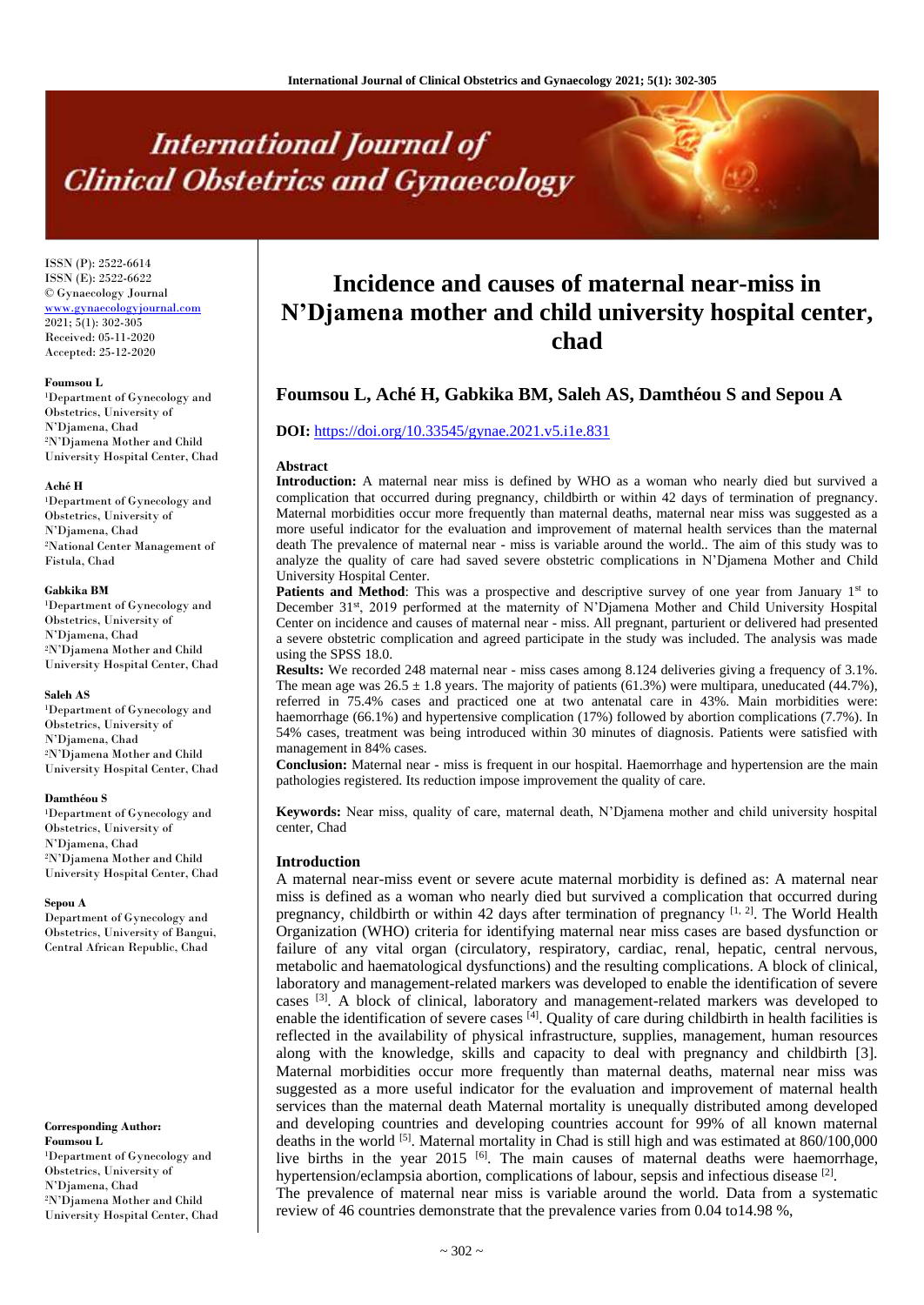ISSN (P): 2522-6614
ISSN (E): 2522-6622
© Gynaecology Journal
www.gynaecologyjournal.com
2021; 5(1): 302-305
Received: 05-11-2020
Accepted: 25-12-2020

**Foumsou L**
[1]Department of Gynecology and Obstetrics, University of N'Djamena, Chad
[2]N'Djamena Mother and Child University Hospital Center, Chad

**Aché H**
[1]Department of Gynecology and Obstetrics, University of N'Djamena, Chad
[2]National Center Management of Fistula, Chad

**Gabkika BM**
[1]Department of Gynecology and Obstetrics, University of N'Djamena, Chad
[2]N'Djamena Mother and Child University Hospital Center, Chad

**Saleh AS**
[1]Department of Gynecology and Obstetrics, University of N'Djamena, Chad
[2]N'Djamena Mother and Child University Hospital Center, Chad

**Damthéou S**
[1]Department of Gynecology and Obstetrics, University of N'Djamena, Chad
[2]N'Djamena Mother and Child University Hospital Center, Chad

**Sepou A**
Department of Gynecology and Obstetrics, University of Bangui, Central African Republic, Chad

**Corresponding Author:**
**Foumsou L**
[1]Department of Gynecology and Obstetrics, University of N'Djamena, Chad
[2]N'Djamena Mother and Child University Hospital Center, Chad

# Incidence and causes of maternal near-miss in N'Djamena mother and child university hospital center, chad

## Foumsou L, Aché H, Gabkika BM, Saleh AS, Damthéou S and Sepou A

**DOI:** https://doi.org/10.33545/gynae.2021.v5.i1e.831

**Abstract**

**Introduction:** A maternal near miss is defined by WHO as a woman who nearly died but survived a complication that occurred during pregnancy, childbirth or within 42 days of termination of pregnancy. Maternal morbidities occur more frequently than maternal deaths, maternal near miss was suggested as a more useful indicator for the evaluation and improvement of maternal health services than the maternal death The prevalence of maternal near - miss is variable around the world. The aim of this study was to analyze the quality of care had saved severe obstetric complications in N'Djamena Mother and Child University Hospital Center.

**Patients and Method**: This was a prospective and descriptive survey of one year from January 1[st] to December 31[st], 2019 performed at the maternity of N'Djamena Mother and Child University Hospital Center on incidence and causes of maternal near - miss. All pregnant, parturient or delivered had presented a severe obstetric complication and agreed participate in the study was included. The analysis was made using the SPSS 18.0.

**Results:** We recorded 248 maternal near - miss cases among 8.124 deliveries giving a frequency of 3.1%. The mean age was 26.5 ± 1.8 years. The majority of patients (61.3%) were multipara, uneducated (44.7%), referred in 75.4% cases and practiced one at two antenatal care in 43%. Main morbidities were: haemorrhage (66.1%) and hypertensive complication (17%) followed by abortion complications (7.7%). In 54% cases, treatment was being introduced within 30 minutes of diagnosis. Patients were satisfied with management in 84% cases.

**Conclusion:** Maternal near - miss is frequent in our hospital. Haemorrhage and hypertension are the main pathologies registered. Its reduction impose improvement the quality of care.

**Keywords:** Near miss, quality of care, maternal death, N'Djamena mother and child university hospital center, Chad

## Introduction

A maternal near-miss event or severe acute maternal morbidity is defined as: A maternal near miss is defined as a woman who nearly died but survived a complication that occurred during pregnancy, childbirth or within 42 days after termination of pregnancy [1, 2]. The World Health Organization (WHO) criteria for identifying maternal near miss cases are based dysfunction or failure of any vital organ (circulatory, respiratory, cardiac, renal, hepatic, central nervous, metabolic and haematological dysfunctions) and the resulting complications. A block of clinical, laboratory and management-related markers was developed to enable the identification of severe cases [3]. A block of clinical, laboratory and management-related markers was developed to enable the identification of severe cases [4]. Quality of care during childbirth in health facilities is reflected in the availability of physical infrastructure, supplies, management, human resources along with the knowledge, skills and capacity to deal with pregnancy and childbirth [3]. Maternal morbidities occur more frequently than maternal deaths, maternal near miss was suggested as a more useful indicator for the evaluation and improvement of maternal health services than the maternal death Maternal mortality is unequally distributed among developed and developing countries and developing countries account for 99% of all known maternal deaths in the world [5]. Maternal mortality in Chad is still high and was estimated at 860/100,000 live births in the year 2015 [6]. The main causes of maternal deaths were haemorrhage, hypertension/eclampsia abortion, complications of labour, sepsis and infectious disease [2].

The prevalence of maternal near miss is variable around the world. Data from a systematic review of 46 countries demonstrate that the prevalence varies from 0.04 to14.98 %,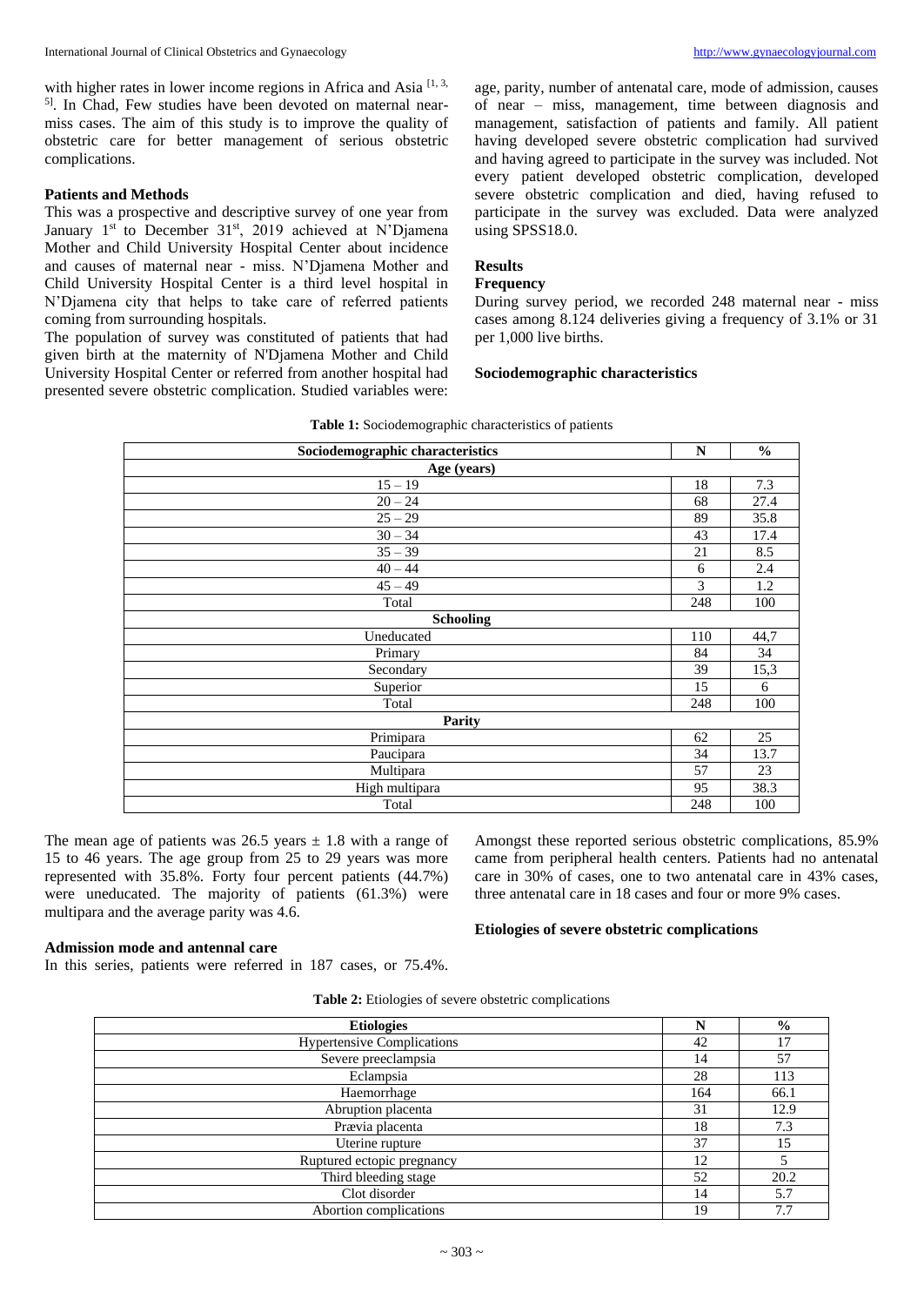with higher rates in lower income regions in Africa and Asia [1, 3, 5]. In Chad, Few studies have been devoted on maternal near-miss cases. The aim of this study is to improve the quality of obstetric care for better management of serious obstetric complications.

## Patients and Methods

This was a prospective and descriptive survey of one year from January 1st to December 31st, 2019 achieved at N'Djamena Mother and Child University Hospital Center about incidence and causes of maternal near - miss. N'Djamena Mother and Child University Hospital Center is a third level hospital in N'Djamena city that helps to take care of referred patients coming from surrounding hospitals.

The population of survey was constituted of patients that had given birth at the maternity of N'Djamena Mother and Child University Hospital Center or referred from another hospital had presented severe obstetric complication. Studied variables were: age, parity, number of antenatal care, mode of admission, causes of near – miss, management, time between diagnosis and management, satisfaction of patients and family. All patient having developed severe obstetric complication had survived and having agreed to participate in the survey was included. Not every patient developed obstetric complication, developed severe obstetric complication and died, having refused to participate in the survey was excluded. Data were analyzed using SPSS18.0.

## Results

### Frequency

During survey period, we recorded 248 maternal near - miss cases among 8.124 deliveries giving a frequency of 3.1% or 31 per 1,000 live births.

### Sociodemographic characteristics

**Table 1:** Sociodemographic characteristics of patients

| Sociodemographic characteristics | N | % |
|---|---|---|
| **Age (years)** | | |
| 15 – 19 | 18 | 7.3 |
| 20 – 24 | 68 | 27.4 |
| 25 – 29 | 89 | 35.8 |
| 30 – 34 | 43 | 17.4 |
| 35 – 39 | 21 | 8.5 |
| 40 – 44 | 6 | 2.4 |
| 45 – 49 | 3 | 1.2 |
| Total | 248 | 100 |
| **Schooling** | | |
| Uneducated | 110 | 44,7 |
| Primary | 84 | 34 |
| Secondary | 39 | 15,3 |
| Superior | 15 | 6 |
| Total | 248 | 100 |
| **Parity** | | |
| Primipara | 62 | 25 |
| Paucipara | 34 | 13.7 |
| Multipara | 57 | 23 |
| High multipara | 95 | 38.3 |
| Total | 248 | 100 |

The mean age of patients was 26.5 years ± 1.8 with a range of 15 to 46 years. The age group from 25 to 29 years was more represented with 35.8%. Forty four percent patients (44.7%) were uneducated. The majority of patients (61.3%) were multipara and the average parity was 4.6.

### Admission mode and antennal care

In this series, patients were referred in 187 cases, or 75.4%. Amongst these reported serious obstetric complications, 85.9% came from peripheral health centers. Patients had no antenatal care in 30% of cases, one to two antenatal care in 43% cases, three antenatal care in 18 cases and four or more 9% cases.

### Etiologies of severe obstetric complications

**Table 2:** Etiologies of severe obstetric complications

| Etiologies | N | % |
|---|---|---|
| Hypertensive Complications | 42 | 17 |
| Severe preeclampsia | 14 | 57 |
| Eclampsia | 28 | 113 |
| Haemorrhage | 164 | 66.1 |
| Abruption placenta | 31 | 12.9 |
| Prævia placenta | 18 | 7.3 |
| Uterine rupture | 37 | 15 |
| Ruptured ectopic pregnancy | 12 | 5 |
| Third bleeding stage | 52 | 20.2 |
| Clot disorder | 14 | 5.7 |
| Abortion complications | 19 | 7.7 |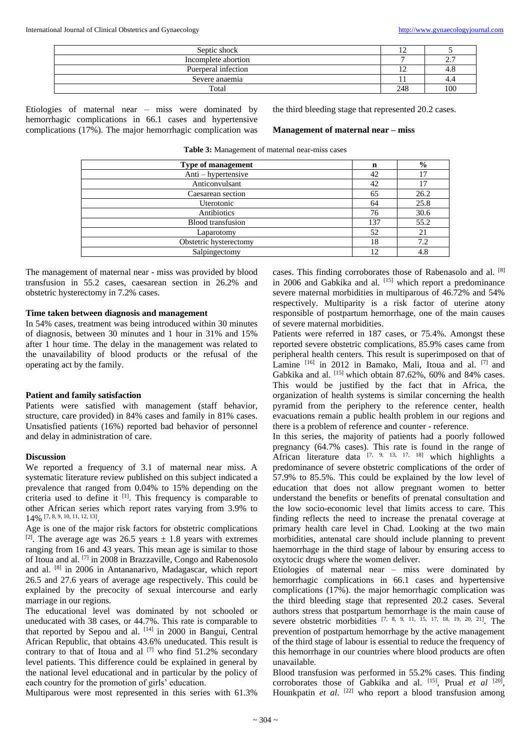| Septic shock | 12 | 5 |
|---|---|---|
| Incomplete abortion | 7 | 2.7 |
| Puerperal infection | 12 | 4.8 |
| Severe anaemia | 11 | 4.4 |
| Total | 248 | 100 |

Etiologies of maternal near – miss were dominated by hemorrhagic complications in 66.1 cases and hypertensive complications (17%). The major hemorrhagic complication was the third bleeding stage that represented 20.2 cases.

**Management of maternal near – miss**

**Table 3:** Management of maternal near-miss cases

| Type of management | n | % |
|---|---|---|
| Anti – hypertensive | 42 | 17 |
| Anticonvulsant | 42 | 17 |
| Caesarean section | 65 | 26.2 |
| Uterotonic | 64 | 25.8 |
| Antibiotics | 76 | 30.6 |
| Blood transfusion | 137 | 55.2 |
| Laparotomy | 52 | 21 |
| Obstetric hysterectomy | 18 | 7.2 |
| Salpingectomy | 12 | 4.8 |

The management of maternal near - miss was provided by blood transfusion in 55.2 cases, caesarean section in 26.2% and obstetric hysterectomy in 7.2% cases.

**Time taken between diagnosis and management**

In 54% cases, treatment was being introduced within 30 minutes of diagnosis, between 30 minutes and 1 hour in 31% and 15% after 1 hour time. The delay in the management was related to the unavailability of blood products or the refusal of the operating act by the family.

**Patient and family satisfaction**

Patients were satisfied with management (staff behavior, structure, care provided) in 84% cases and family in 81% cases. Unsatisfied patients (16%) reported bad behavior of personnel and delay in administration of care.

**Discussion**

We reported a frequency of 3.1 of maternal near miss. A systematic literature review published on this subject indicated a prevalence that ranged from 0.04% to 15% depending on the criteria used to define it [1]. This frequency is comparable to other African series which report rates varying from 3.9% to 14% [7, 8, 9, 10, 11, 12, 13].

Age is one of the major risk factors for obstetric complications [2]. The average age was 26.5 years ± 1.8 years with extremes ranging from 16 and 43 years. This mean age is similar to those of Itoua and al. [7] in 2008 in Brazzaville, Congo and Rabenosolo and al. [8] in 2006 in Antananarivo, Madagascar, which report 26.5 and 27.6 years of average age respectively. This could be explained by the precocity of sexual intercourse and early marriage in our regions.

The educational level was dominated by not schooled or uneducated with 38 cases, or 44.7%. This rate is comparable to that reported by Sepou and al. [14] in 2000 in Bangui, Central African Republic, that obtains 43.6% uneducated. This result is contrary to that of Itoua and al [7] who find 51.2% secondary level patients. This difference could be explained in general by the national level educational and in particular by the policy of each country for the promotion of girls' education.

Multiparous were most represented in this series with 61.3% cases. This finding corroborates those of Rabenasolo and al. [8] in 2006 and Gabkika and al. [15] which report a predominance severe maternal morbidities in multiparous of 46.72% and 54% respectively. Multiparity is a risk factor of uterine atony responsible of postpartum hemorrhage, one of the main causes of severe maternal morbidities.

Patients were referred in 187 cases, or 75.4%. Amongst these reported severe obstetric complications, 85.9% cases came from peripheral health centers. This result is superimposed on that of Lamine [16] in 2012 in Bamako, Mali, Itoua and al. [7] and Gabkika and al. [15] which obtain 87.62%, 60% and 84% cases. This would be justified by the fact that in Africa, the organization of health systems is similar concerning the health pyramid from the periphery to the reference center, health evacuations remain a public health problem in our regions and there is a problem of reference and counter - reference.

In this series, the majority of patients had a poorly followed pregnancy (64.7% cases). This rate is found in the range of African literature data [7, 9, 13, 17, 18] which highlights a predominance of severe obstetric complications of the order of 57.9% to 85.5%. This could be explained by the low level of education that does not allow pregnant women to better understand the benefits or benefits of prenatal consultation and the low socio-economic level that limits access to care. This finding reflects the need to increase the prenatal coverage at primary health care level in Chad. Looking at the two main morbidities, antenatal care should include planning to prevent haemorrhage in the third stage of labour by ensuring access to oxytocic drugs where the women deliver.

Etiologies of maternal near – miss were dominated by hemorrhagic complications in 66.1 cases and hypertensive complications (17%). the major hemorrhagic complication was the third bleeding stage that represented 20.2 cases. Several authors stress that postpartum hemorrhage is the main cause of severe obstetric morbidities [7, 8, 9, 11, 15, 17, 18, 19, 20, 21]. The prevention of postpartum hemorrhage by the active management of the third stage of labour is essential to reduce the frequency of this hemorrhage in our countries where blood products are often unavailable.

Blood transfusion was performed in 55.2% cases. This finding corroborates those of Gabkika and al. [15], Prual *et al* [20], Hounkpatin *et al*. [22] who report a blood transfusion among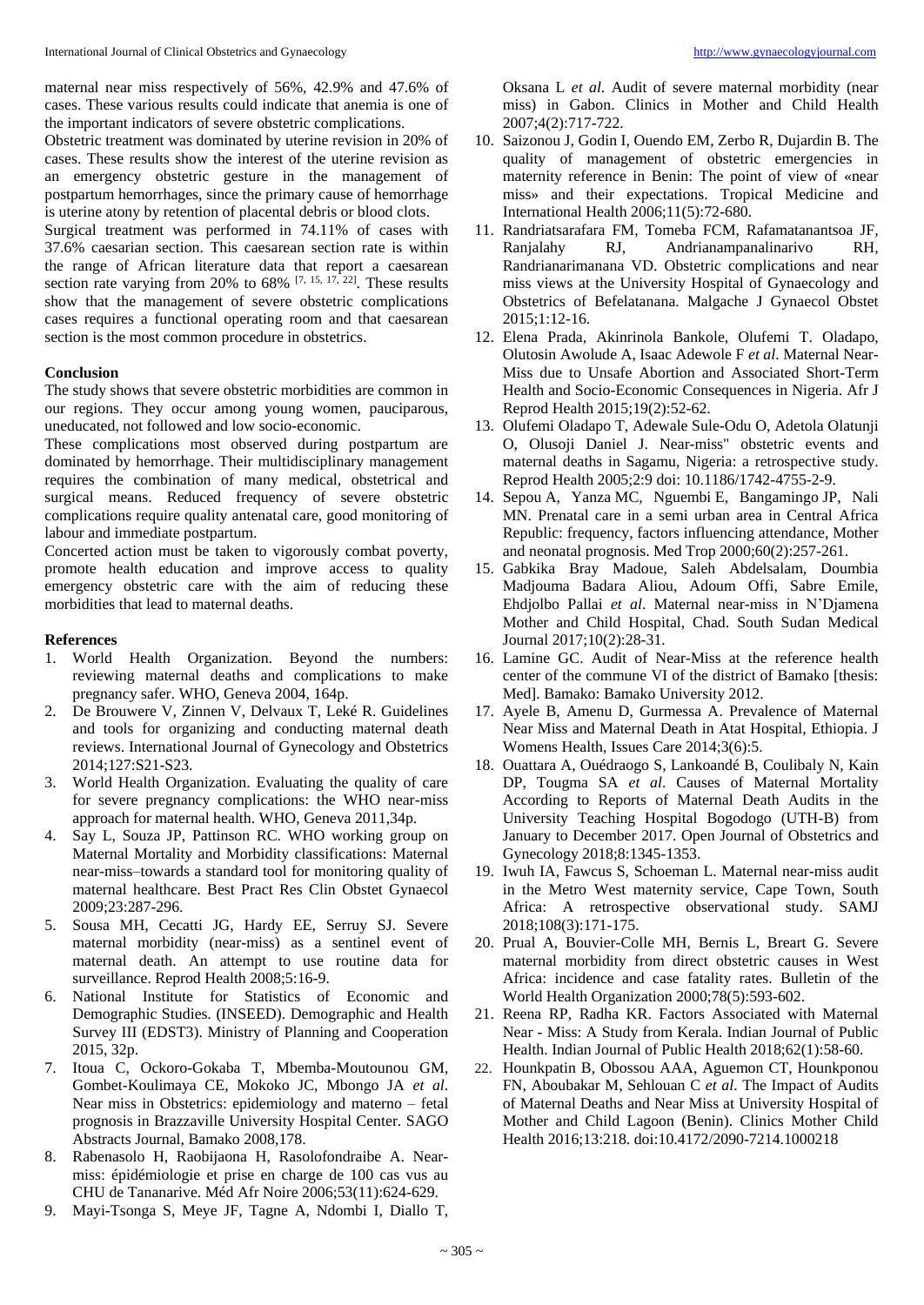maternal near miss respectively of 56%, 42.9% and 47.6% of cases. These various results could indicate that anemia is one of the important indicators of severe obstetric complications.

Obstetric treatment was dominated by uterine revision in 20% of cases. These results show the interest of the uterine revision as an emergency obstetric gesture in the management of postpartum hemorrhages, since the primary cause of hemorrhage is uterine atony by retention of placental debris or blood clots.

Surgical treatment was performed in 74.11% of cases with 37.6% caesarian section. This caesarean section rate is within the range of African literature data that report a caesarean section rate varying from 20% to 68% [7, 15, 17, 22]. These results show that the management of severe obstetric complications cases requires a functional operating room and that caesarean section is the most common procedure in obstetrics.

## Conclusion

The study shows that severe obstetric morbidities are common in our regions. They occur among young women, pauciparous, uneducated, not followed and low socio-economic.

These complications most observed during postpartum are dominated by hemorrhage. Their multidisciplinary management requires the combination of many medical, obstetrical and surgical means. Reduced frequency of severe obstetric complications require quality antenatal care, good monitoring of labour and immediate postpartum.

Concerted action must be taken to vigorously combat poverty, promote health education and improve access to quality emergency obstetric care with the aim of reducing these morbidities that lead to maternal deaths.

## References

1. World Health Organization. Beyond the numbers: reviewing maternal deaths and complications to make pregnancy safer. WHO, Geneva 2004, 164p.
2. De Brouwere V, Zinnen V, Delvaux T, Leké R. Guidelines and tools for organizing and conducting maternal death reviews. International Journal of Gynecology and Obstetrics 2014;127:S21-S23.
3. World Health Organization. Evaluating the quality of care for severe pregnancy complications: the WHO near-miss approach for maternal health. WHO, Geneva 2011,34p.
4. Say L, Souza JP, Pattinson RC. WHO working group on Maternal Mortality and Morbidity classifications: Maternal near-miss–towards a standard tool for monitoring quality of maternal healthcare. Best Pract Res Clin Obstet Gynaecol 2009;23:287-296.
5. Sousa MH, Cecatti JG, Hardy EE, Serruy SJ. Severe maternal morbidity (near-miss) as a sentinel event of maternal death. An attempt to use routine data for surveillance. Reprod Health 2008;5:16-9.
6. National Institute for Statistics of Economic and Demographic Studies. (INSEED). Demographic and Health Survey III (EDST3). Ministry of Planning and Cooperation 2015, 32p.
7. Itoua C, Ockoro-Gokaba T, Mbemba-Moutounou GM, Gombet-Koulimaya CE, Mokoko JC, Mbongo JA *et al*. Near miss in Obstetrics: epidemiology and materno – fetal prognosis in Brazzaville University Hospital Center. SAGO Abstracts Journal, Bamako 2008,178.
8. Rabenasolo H, Raobijaona H, Rasolofondraibe A. Near-miss: épidémiologie et prise en charge de 100 cas vus au CHU de Tananarive. Méd Afr Noire 2006;53(11):624-629.
9. Mayi-Tsonga S, Meye JF, Tagne A, Ndombi I, Diallo T, Oksana L *et al.* Audit of severe maternal morbidity (near miss) in Gabon. Clinics in Mother and Child Health 2007;4(2):717-722.
10. Saizonou J, Godin I, Ouendo EM, Zerbo R, Dujardin B. The quality of management of obstetric emergencies in maternity reference in Benin: The point of view of «near miss» and their expectations. Tropical Medicine and International Health 2006;11(5):72-680.
11. Randriatsarafara FM, Tomeba FCM, Rafamatanantsoa JF, Ranjalahy RJ, Andrianampanalinarivo RH, Randrianarimanana VD. Obstetric complications and near miss views at the University Hospital of Gynaecology and Obstetrics of Befelatanana. Malgache J Gynaecol Obstet 2015;1:12-16.
12. Elena Prada, Akinrinola Bankole, Olufemi T. Oladapo, Olutosin Awolude A, Isaac Adewole F *et al*. Maternal Near-Miss due to Unsafe Abortion and Associated Short-Term Health and Socio-Economic Consequences in Nigeria. Afr J Reprod Health 2015;19(2):52-62.
13. Olufemi Oladapo T, Adewale Sule-Odu O, Adetola Olatunji O, Olusoji Daniel J. Near-miss" obstetric events and maternal deaths in Sagamu, Nigeria: a retrospective study. Reprod Health 2005;2:9 doi: 10.1186/1742-4755-2-9.
14. Sepou A, Yanza MC, Nguembi E, Bangamingo JP, Nali MN. Prenatal care in a semi urban area in Central Africa Republic: frequency, factors influencing attendance, Mother and neonatal prognosis. Med Trop 2000;60(2):257-261.
15. Gabkika Bray Madoue, Saleh Abdelsalam, Doumbia Madjouma Badara Aliou, Adoum Offi, Sabre Emile, Ehdjolbo Pallai *et al*. Maternal near-miss in N'Djamena Mother and Child Hospital, Chad. South Sudan Medical Journal 2017;10(2):28-31.
16. Lamine GC. Audit of Near-Miss at the reference health center of the commune VI of the district of Bamako [thesis: Med]. Bamako: Bamako University 2012.
17. Ayele B, Amenu D, Gurmessa A. Prevalence of Maternal Near Miss and Maternal Death in Atat Hospital, Ethiopia. J Womens Health, Issues Care 2014;3(6):5.
18. Ouattara A, Ouédraogo S, Lankoandé B, Coulibaly N, Kain DP, Tougma SA *et al*. Causes of Maternal Mortality According to Reports of Maternal Death Audits in the University Teaching Hospital Bogodogo (UTH-B) from January to December 2017. Open Journal of Obstetrics and Gynecology 2018;8:1345-1353.
19. Iwuh IA, Fawcus S, Schoeman L. Maternal near-miss audit in the Metro West maternity service, Cape Town, South Africa: A retrospective observational study. SAMJ 2018;108(3):171-175.
20. Prual A, Bouvier-Colle MH, Bernis L, Breart G. Severe maternal morbidity from direct obstetric causes in West Africa: incidence and case fatality rates. Bulletin of the World Health Organization 2000;78(5):593-602.
21. Reena RP, Radha KR. Factors Associated with Maternal Near - Miss: A Study from Kerala. Indian Journal of Public Health. Indian Journal of Public Health 2018;62(1):58-60.
22. Hounkpatin B, Obossou AAA, Aguemon CT, Hounkponou FN, Aboubakar M, Sehlouan C *et al*. The Impact of Audits of Maternal Deaths and Near Miss at University Hospital of Mother and Child Lagoon (Benin). Clinics Mother Child Health 2016;13:218. doi:10.4172/2090-7214.1000218